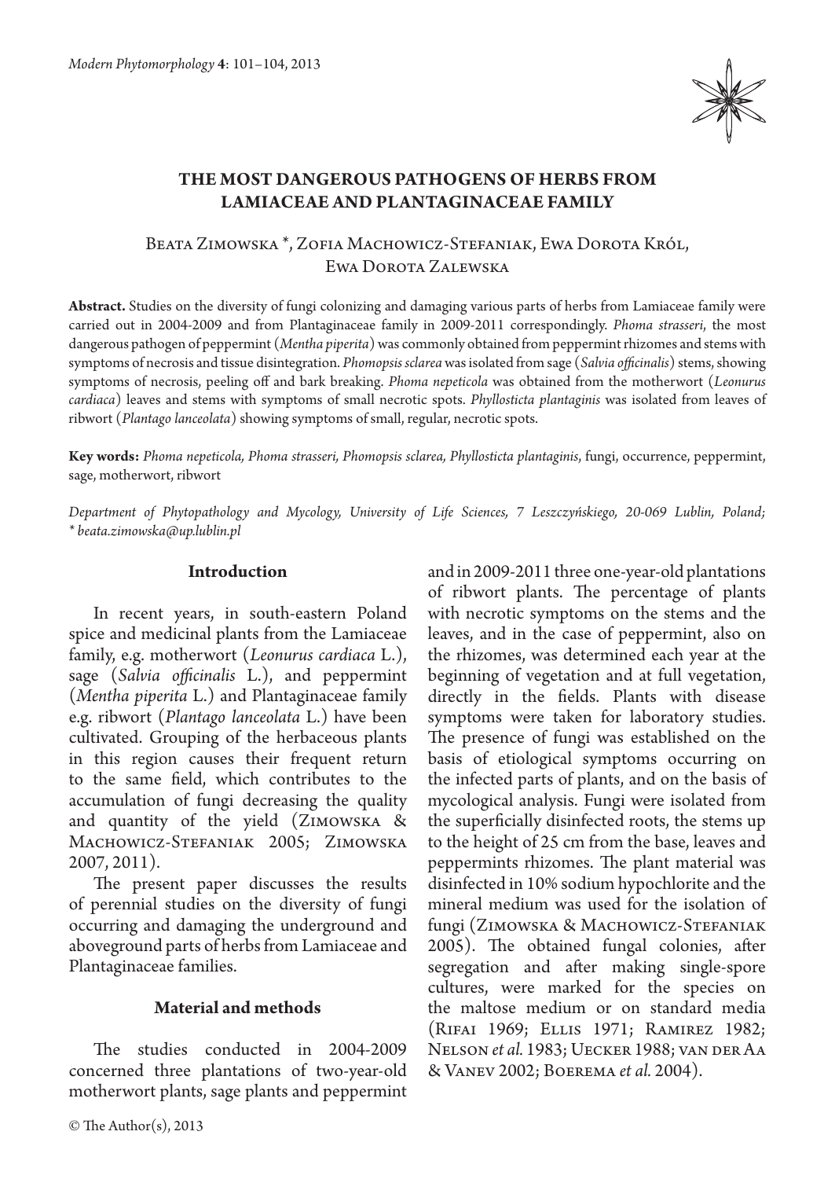# THE MOST DANGEROUS PATHOGENS OF HERBS FROM LAMIACEAE AND PLANTAGINACEAE FAMILY

Beata Zimowska *, Zofia Machowicz-Stefaniak, Ewa Dorota Król, Ewa Dorota Zalewska

**Abstract.** Studies on the diversity of fungi colonizing and damaging various parts of herbs from Lamiaceae family were carried out in 2004-2009 and from Plantaginaceae family in 2009-2011 correspondingly. *Phoma strasseri*, the most dangerous pathogen of peppermint (*Mentha piperita*) was commonly obtained from peppermint rhizomes and stems with symptoms of necrosis and tissue disintegration. *Phomopsis sclarea* was isolated from sage (*Salvia officinalis*) stems, showing symptoms of necrosis, peeling off and bark breaking. *Phoma nepeticola* was obtained from the motherwort (*Leonurus cardiaca*) leaves and stems with symptoms of small necrotic spots. *Phyllosticta plantaginis* was isolated from leaves of ribwort (*Plantago lanceolata*) showing symptoms of small, regular, necrotic spots.

**Key words:** *Phoma nepeticola, Phoma strasseri, Phomopsis sclarea, Phyllosticta plantaginis*, fungi, occurrence, peppermint, sage, motherwort, ribwort

*Department of Phytopathology and Mycology, University of Life Sciences, 7 Leszczyńskiego, 20-069 Lublin, Poland; * beata.zimowska@up.lublin.pl*

## Introduction

In recent years, in south-eastern Poland spice and medicinal plants from the Lamiaceae family, e.g. motherwort (*Leonurus cardiaca* L.), sage (*Salvia officinalis* L.), and peppermint (*Mentha piperita* L.) and Plantaginaceae family e.g. ribwort (*Plantago lanceolata* L.) have been cultivated. Grouping of the herbaceous plants in this region causes their frequent return to the same field, which contributes to the accumulation of fungi decreasing the quality and quantity of the yield (Zimowska & Machowicz-Stefaniak 2005; Zimowska 2007, 2011).

The present paper discusses the results of perennial studies on the diversity of fungi occurring and damaging the underground and aboveground parts of herbs from Lamiaceae and Plantaginaceae families.

## Material and methods

The studies conducted in 2004-2009 concerned three plantations of two-year-old motherwort plants, sage plants and peppermint and in 2009-2011 three one-year-old plantations of ribwort plants. The percentage of plants with necrotic symptoms on the stems and the leaves, and in the case of peppermint, also on the rhizomes, was determined each year at the beginning of vegetation and at full vegetation, directly in the fields. Plants with disease symptoms were taken for laboratory studies. The presence of fungi was established on the basis of etiological symptoms occurring on the infected parts of plants, and on the basis of mycological analysis. Fungi were isolated from the superficially disinfected roots, the stems up to the height of 25 cm from the base, leaves and peppermints rhizomes. The plant material was disinfected in 10% sodium hypochlorite and the mineral medium was used for the isolation of fungi (Zimowska & Machowicz-Stefaniak 2005). The obtained fungal colonies, after segregation and after making single-spore cultures, were marked for the species on the maltose medium or on standard media (Rifai 1969; Ellis 1971; Ramirez 1982; Nelson *et al.* 1983; Uecker 1988; van der Aa & Vanev 2002; Boerema *et al.* 2004).

© The Author(s), 2013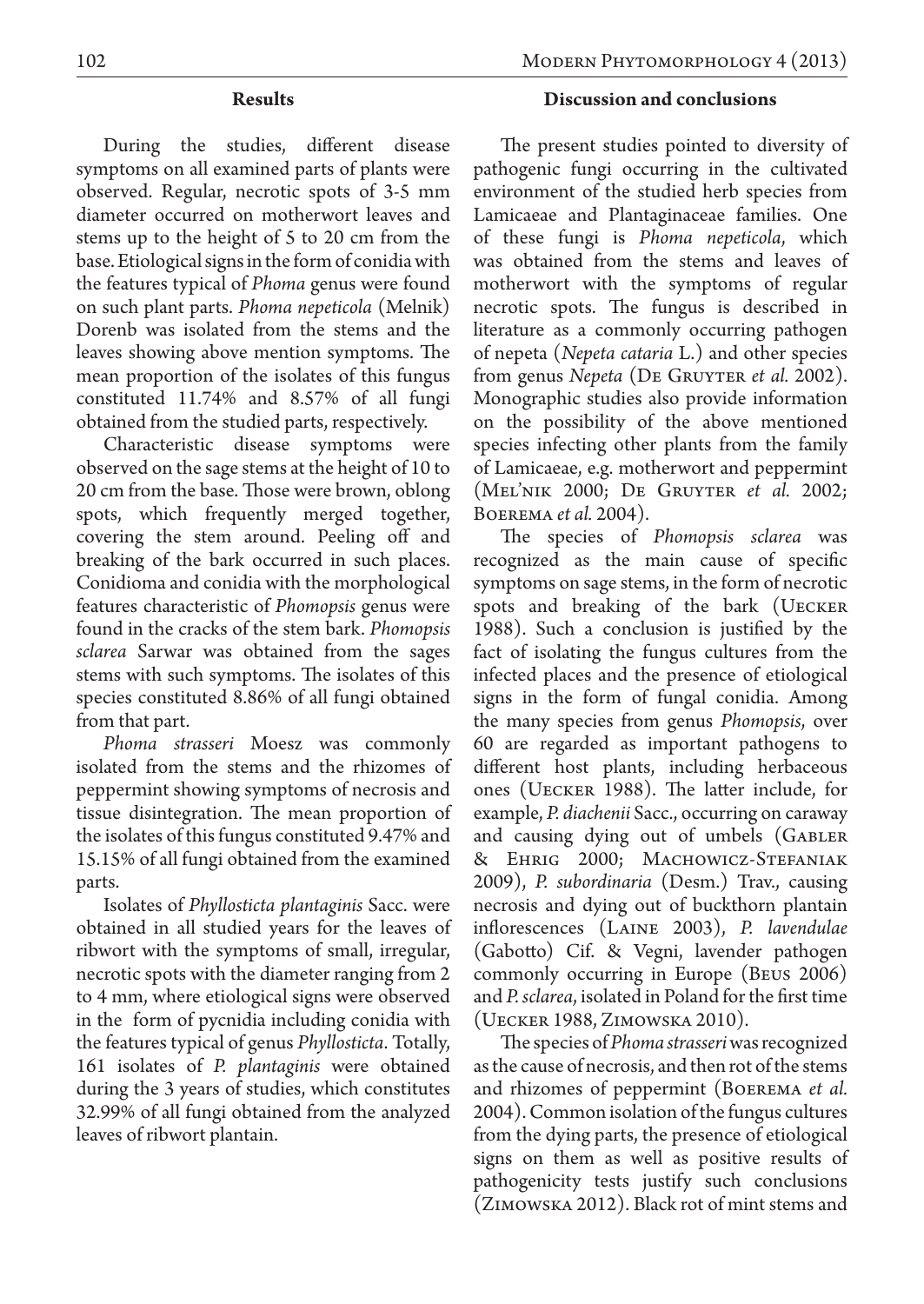## Results

During the studies, different disease symptoms on all examined parts of plants were observed. Regular, necrotic spots of 3-5 mm diameter occurred on motherwort leaves and stems up to the height of 5 to 20 cm from the base. Etiological signs in the form of conidia with the features typical of *Phoma* genus were found on such plant parts. *Phoma nepeticola* (Melnik) Dorenb was isolated from the stems and the leaves showing above mention symptoms. The mean proportion of the isolates of this fungus constituted 11.74% and 8.57% of all fungi obtained from the studied parts, respectively.

Characteristic disease symptoms were observed on the sage stems at the height of 10 to 20 cm from the base. Those were brown, oblong spots, which frequently merged together, covering the stem around. Peeling off and breaking of the bark occurred in such places. Conidioma and conidia with the morphological features characteristic of *Phomopsis* genus were found in the cracks of the stem bark. *Phomopsis sclarea* Sarwar was obtained from the sages stems with such symptoms. The isolates of this species constituted 8.86% of all fungi obtained from that part.

*Phoma strasseri* Moesz was commonly isolated from the stems and the rhizomes of peppermint showing symptoms of necrosis and tissue disintegration. The mean proportion of the isolates of this fungus constituted 9.47% and 15.15% of all fungi obtained from the examined parts.

Isolates of *Phyllosticta plantaginis* Sacc. were obtained in all studied years for the leaves of ribwort with the symptoms of small, irregular, necrotic spots with the diameter ranging from 2 to 4 mm, where etiological signs were observed in the form of pycnidia including conidia with the features typical of genus *Phyllosticta*. Totally, 161 isolates of *P. plantaginis* were obtained during the 3 years of studies, which constitutes 32.99% of all fungi obtained from the analyzed leaves of ribwort plantain.

## Discussion and conclusions

The present studies pointed to diversity of pathogenic fungi occurring in the cultivated environment of the studied herb species from Lamicaeae and Plantaginaceae families. One of these fungi is *Phoma nepeticola*, which was obtained from the stems and leaves of motherwort with the symptoms of regular necrotic spots. The fungus is described in literature as a commonly occurring pathogen of nepeta (*Nepeta cataria* L.) and other species from genus *Nepeta* (De Gruyter *et al.* 2002). Monographic studies also provide information on the possibility of the above mentioned species infecting other plants from the family of Lamicaeae, e.g. motherwort and peppermint (Mel'nik 2000; De Gruyter *et al.* 2002; Boerema *et al.* 2004).

The species of *Phomopsis sclarea* was recognized as the main cause of specific symptoms on sage stems, in the form of necrotic spots and breaking of the bark (Uecker 1988). Such a conclusion is justified by the fact of isolating the fungus cultures from the infected places and the presence of etiological signs in the form of fungal conidia. Among the many species from genus *Phomopsis*, over 60 are regarded as important pathogens to different host plants, including herbaceous ones (Uecker 1988). The latter include, for example, *P. diachenii* Sacc., occurring on caraway and causing dying out of umbels (Gabler & Ehrig 2000; Machowicz-Stefaniak 2009), *P. subordinaria* (Desm.) Trav., causing necrosis and dying out of buckthorn plantain inflorescences (Laine 2003), *P. lavendulae* (Gabotto) Cif. & Vegni, lavender pathogen commonly occurring in Europe (Beus 2006) and *P. sclarea*, isolated in Poland for the first time (Uecker 1988, Zimowska 2010).

The species of *Phoma strasseri* was recognized as the cause of necrosis, and then rot of the stems and rhizomes of peppermint (Boerema *et al.* 2004). Common isolation of the fungus cultures from the dying parts, the presence of etiological signs on them as well as positive results of pathogenicity tests justify such conclusions (Zimowska 2012). Black rot of mint stems and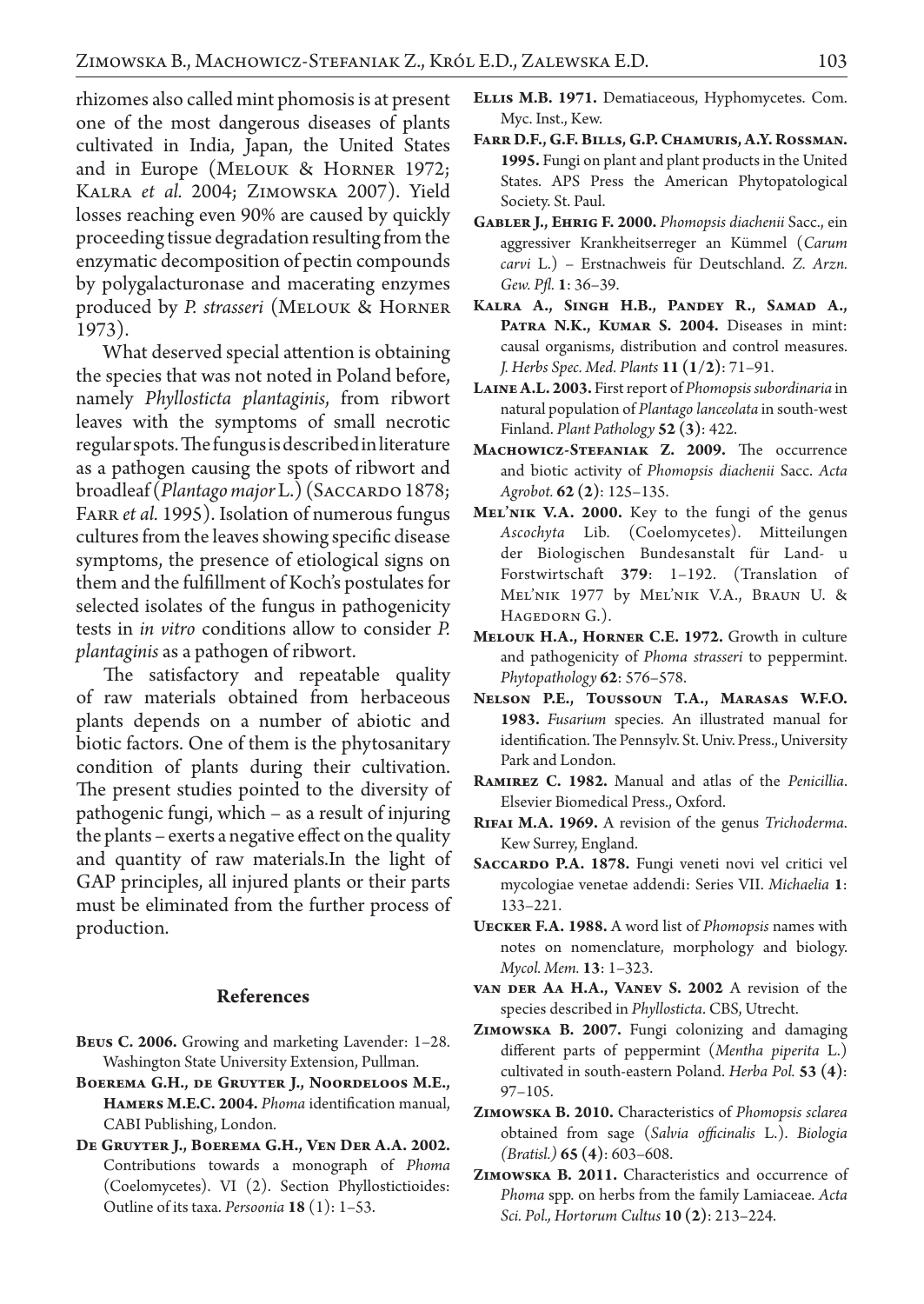rhizomes also called mint phomosis is at present one of the most dangerous diseases of plants cultivated in India, Japan, the United States and in Europe (Melouk & Horner 1972; Kalra *et al.* 2004; Zimowska 2007). Yield losses reaching even 90% are caused by quickly proceeding tissue degradation resulting from the enzymatic decomposition of pectin compounds by polygalacturonase and macerating enzymes produced by *P. strasseri* (Melouk & Horner 1973).

What deserved special attention is obtaining the species that was not noted in Poland before, namely *Phyllosticta plantaginis*, from ribwort leaves with the symptoms of small necrotic regular spots. The fungus is described in literature as a pathogen causing the spots of ribwort and broadleaf (*Plantago major* L.) (Saccardo 1878; Farr *et al.* 1995). Isolation of numerous fungus cultures from the leaves showing specific disease symptoms, the presence of etiological signs on them and the fulfillment of Koch's postulates for selected isolates of the fungus in pathogenicity tests in *in vitro* conditions allow to consider *P. plantaginis* as a pathogen of ribwort.

The satisfactory and repeatable quality of raw materials obtained from herbaceous plants depends on a number of abiotic and biotic factors. One of them is the phytosanitary condition of plants during their cultivation. The present studies pointed to the diversity of pathogenic fungi, which – as a result of injuring the plants – exerts a negative effect on the quality and quantity of raw materials.In the light of GAP principles, all injured plants or their parts must be eliminated from the further process of production.

## References

**Beus C. 2006.** Growing and marketing Lavender: 1–28. Washington State University Extension, Pullman.

**Boerema G.H., de Gruyter J., Noordeloos M.E., Hamers M.E.C. 2004.** *Phoma* identification manual, CABI Publishing, London.

**De Gruyter J., Boerema G.H., Ven Der A.A. 2002.** Contributions towards a monograph of *Phoma* (Coelomycetes). VI (2). Section Phyllostictioides: Outline of its taxa. *Persoonia* **18** (1): 1–53.

**Ellis M.B. 1971.** Dematiaceous, Hyphomycetes. Com. Myc. Inst., Kew.

**Farr D.F., G.F. Bills, G.P. Chamuris, A.Y. Rossman. 1995.** Fungi on plant and plant products in the United States. APS Press the American Phytopatological Society. St. Paul.

**Gabler J., Ehrig F. 2000.** *Phomopsis diachenii* Sacc., ein aggressiver Krankheitserreger an Kümmel (*Carum carvi* L.) – Erstnachweis für Deutschland. *Z. Arzn. Gew. Pfl.* **1**: 36–39.

**Kalra A., Singh H.B., Pandey R., Samad A., Patra N.K., Kumar S. 2004.** Diseases in mint: causal organisms, distribution and control measures. *J. Herbs Spec. Med. Plants* **11 (1/2)**: 71–91.

**Laine A.L. 2003.** First report of *Phomopsis subordinaria* in natural population of *Plantago lanceolata* in south-west Finland. *Plant Pathology* **52 (3)**: 422.

**Machowicz-Stefaniak Z. 2009.** The occurrence and biotic activity of *Phomopsis diachenii* Sacc. *Acta Agrobot.* **62 (2)**: 125–135.

**Mel'nik V.A. 2000.** Key to the fungi of the genus *Ascochyta* Lib. (Coelomycetes). Mitteilungen der Biologischen Bundesanstalt für Land- u Forstwirtschaft **379**: 1–192. (Translation of Mel'nik 1977 by Mel'nik V.A., Braun U. & Hagedorn G.).

**Melouk H.A., Horner C.E. 1972.** Growth in culture and pathogenicity of *Phoma strasseri* to peppermint. *Phytopathology* **62**: 576–578.

**Nelson P.E., Toussoun T.A., Marasas W.F.O. 1983.** *Fusarium* species. An illustrated manual for identification. The Pennsylv. St. Univ. Press., University Park and London.

**Ramirez C. 1982.** Manual and atlas of the *Penicillia*. Elsevier Biomedical Press., Oxford.

**Rifai M.A. 1969.** A revision of the genus *Trichoderma*. Kew Surrey, England.

**Saccardo P.A. 1878.** Fungi veneti novi vel critici vel mycologiae venetae addendi: Series VII. *Michaelia* **1**: 133–221.

**Uecker F.A. 1988.** A word list of *Phomopsis* names with notes on nomenclature, morphology and biology. *Mycol. Mem.* **13**: 1–323.

**van der Aa H.A., Vanev S. 2002** A revision of the species described in *Phyllosticta*. CBS, Utrecht.

**Zimowska B. 2007.** Fungi colonizing and damaging different parts of peppermint (*Mentha piperita* L.) cultivated in south-eastern Poland. *Herba Pol.* **53 (4)**: 97–105.

**Zimowska B. 2010.** Characteristics of *Phomopsis sclarea* obtained from sage (*Salvia officinalis* L.). *Biologia (Bratisl.)* **65 (4)**: 603–608.

**Zimowska B. 2011.** Characteristics and occurrence of *Phoma* spp. on herbs from the family Lamiaceae. *Acta Sci. Pol., Hortorum Cultus* **10 (2)**: 213–224.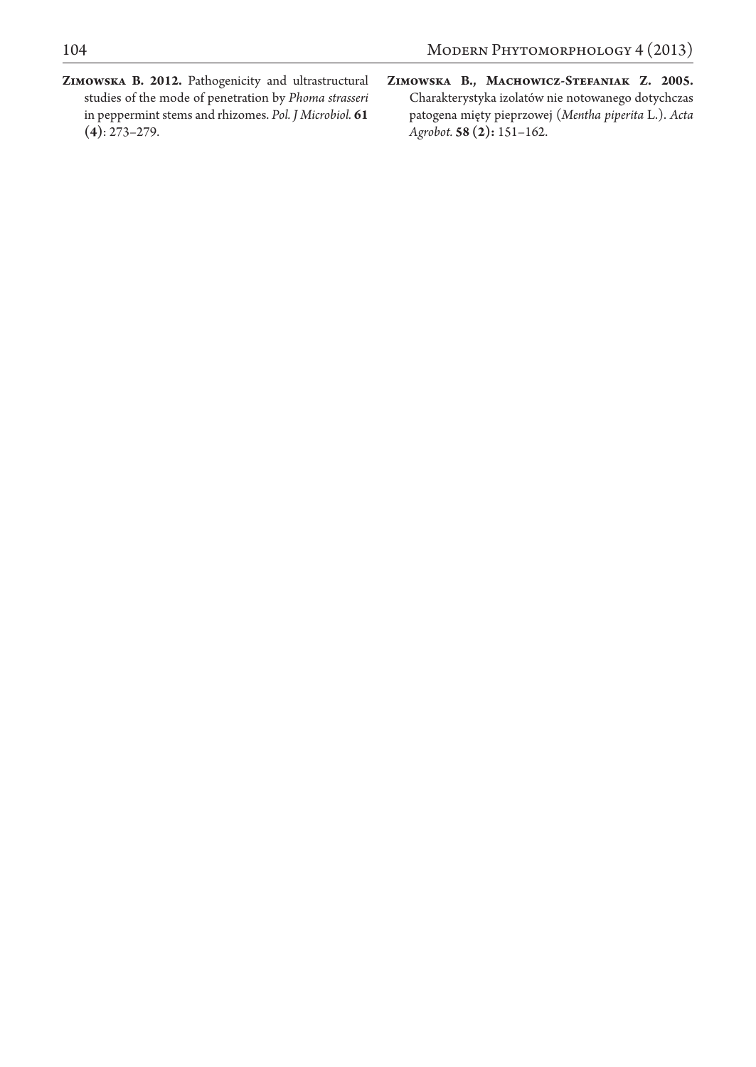**Zimowska B. 2012.** Pathogenicity and ultrastructural studies of the mode of penetration by *Phoma strasseri* in peppermint stems and rhizomes. *Pol. J Microbiol.* **61 (4)**: 273–279.

**Zimowska B., Machowicz-Stefaniak Z. 2005.** Charakterystyka izolatów nie notowanego dotychczas patogena mięty pieprzowej (*Mentha piperita* L.). *Acta Agrobot.* **58 (2):** 151–162.